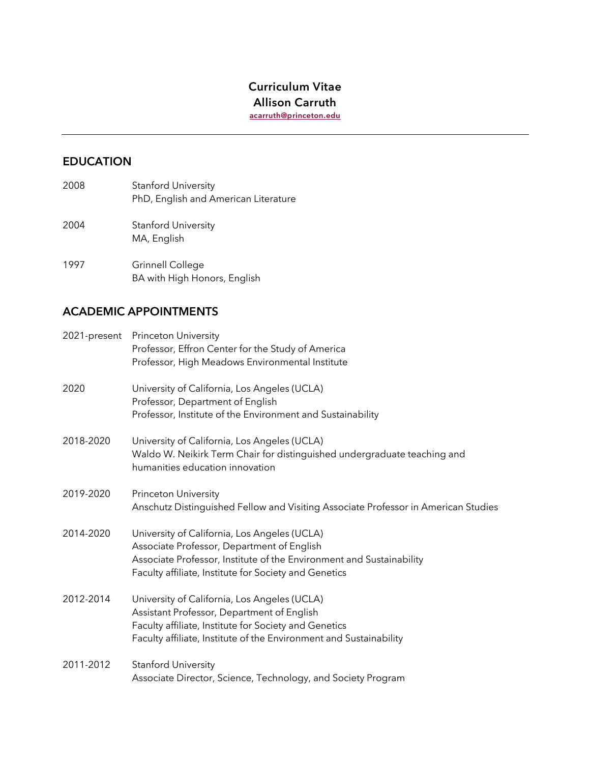# Curriculum Vitae
# Allison Carruth

acarruth@princeton.edu

---

## EDUCATION

2008 Stanford University
PhD, English and American Literature

2004 Stanford University
MA, English

1997 Grinnell College
BA with High Honors, English

## ACADEMIC APPOINTMENTS

2021-present Princeton University
Professor, Effron Center for the Study of America
Professor, High Meadows Environmental Institute

2020 University of California, Los Angeles (UCLA)
Professor, Department of English
Professor, Institute of the Environment and Sustainability

2018-2020 University of California, Los Angeles (UCLA)
Waldo W. Neikirk Term Chair for distinguished undergraduate teaching and humanities education innovation

2019-2020 Princeton University
Anschutz Distinguished Fellow and Visiting Associate Professor in American Studies

2014-2020 University of California, Los Angeles (UCLA)
Associate Professor, Department of English
Associate Professor, Institute of the Environment and Sustainability
Faculty affiliate, Institute for Society and Genetics

2012-2014 University of California, Los Angeles (UCLA)
Assistant Professor, Department of English
Faculty affiliate, Institute for Society and Genetics
Faculty affiliate, Institute of the Environment and Sustainability

2011-2012 Stanford University
Associate Director, Science, Technology, and Society Program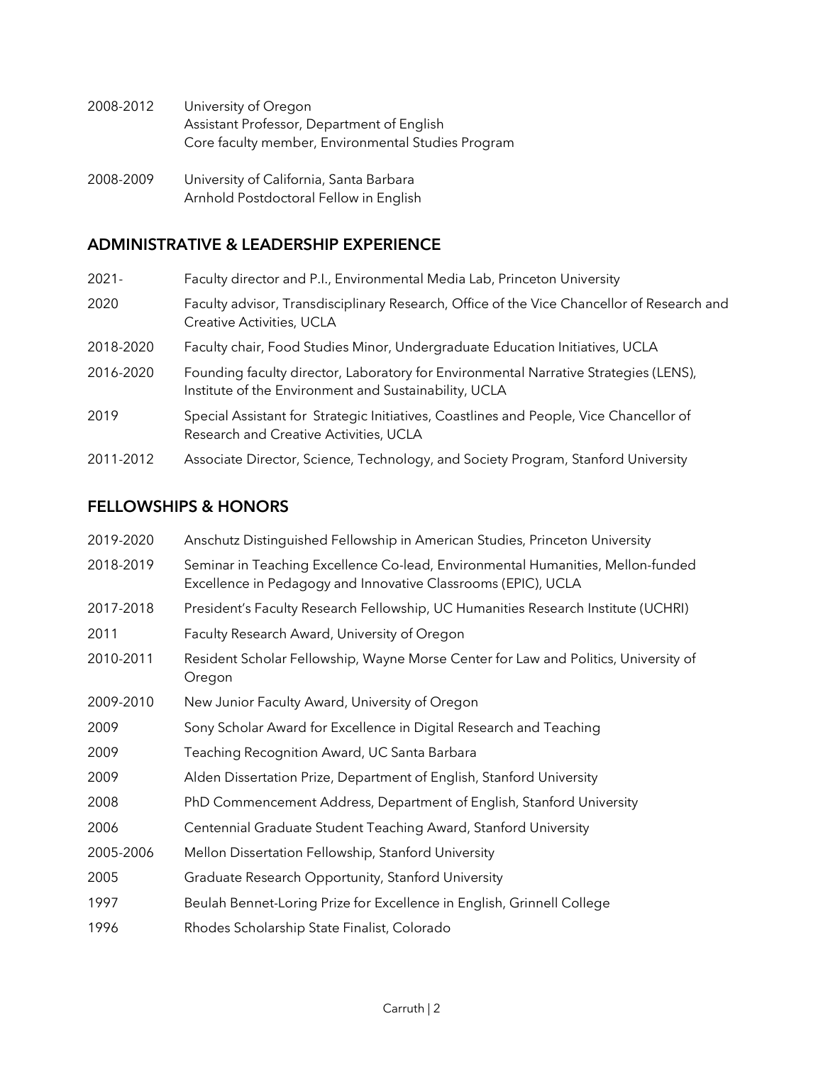2008-2012 University of Oregon
Assistant Professor, Department of English
Core faculty member, Environmental Studies Program

2008-2009 University of California, Santa Barbara
Arnhold Postdoctoral Fellow in English

## ADMINISTRATIVE & LEADERSHIP EXPERIENCE

2021- Faculty director and P.I., Environmental Media Lab, Princeton University

2020 Faculty advisor, Transdisciplinary Research, Office of the Vice Chancellor of Research and Creative Activities, UCLA

2018-2020 Faculty chair, Food Studies Minor, Undergraduate Education Initiatives, UCLA

2016-2020 Founding faculty director, Laboratory for Environmental Narrative Strategies (LENS), Institute of the Environment and Sustainability, UCLA

2019 Special Assistant for Strategic Initiatives, Coastlines and People, Vice Chancellor of Research and Creative Activities, UCLA

2011-2012 Associate Director, Science, Technology, and Society Program, Stanford University

## FELLOWSHIPS & HONORS

2019-2020 Anschutz Distinguished Fellowship in American Studies, Princeton University

2018-2019 Seminar in Teaching Excellence Co-lead, Environmental Humanities, Mellon-funded Excellence in Pedagogy and Innovative Classrooms (EPIC), UCLA

2017-2018 President's Faculty Research Fellowship, UC Humanities Research Institute (UCHRI)

2011 Faculty Research Award, University of Oregon

2010-2011 Resident Scholar Fellowship, Wayne Morse Center for Law and Politics, University of Oregon

2009-2010 New Junior Faculty Award, University of Oregon

2009 Sony Scholar Award for Excellence in Digital Research and Teaching

2009 Teaching Recognition Award, UC Santa Barbara

2009 Alden Dissertation Prize, Department of English, Stanford University

2008 PhD Commencement Address, Department of English, Stanford University

2006 Centennial Graduate Student Teaching Award, Stanford University

2005-2006 Mellon Dissertation Fellowship, Stanford University

2005 Graduate Research Opportunity, Stanford University

1997 Beulah Bennet-Loring Prize for Excellence in English, Grinnell College

1996 Rhodes Scholarship State Finalist, Colorado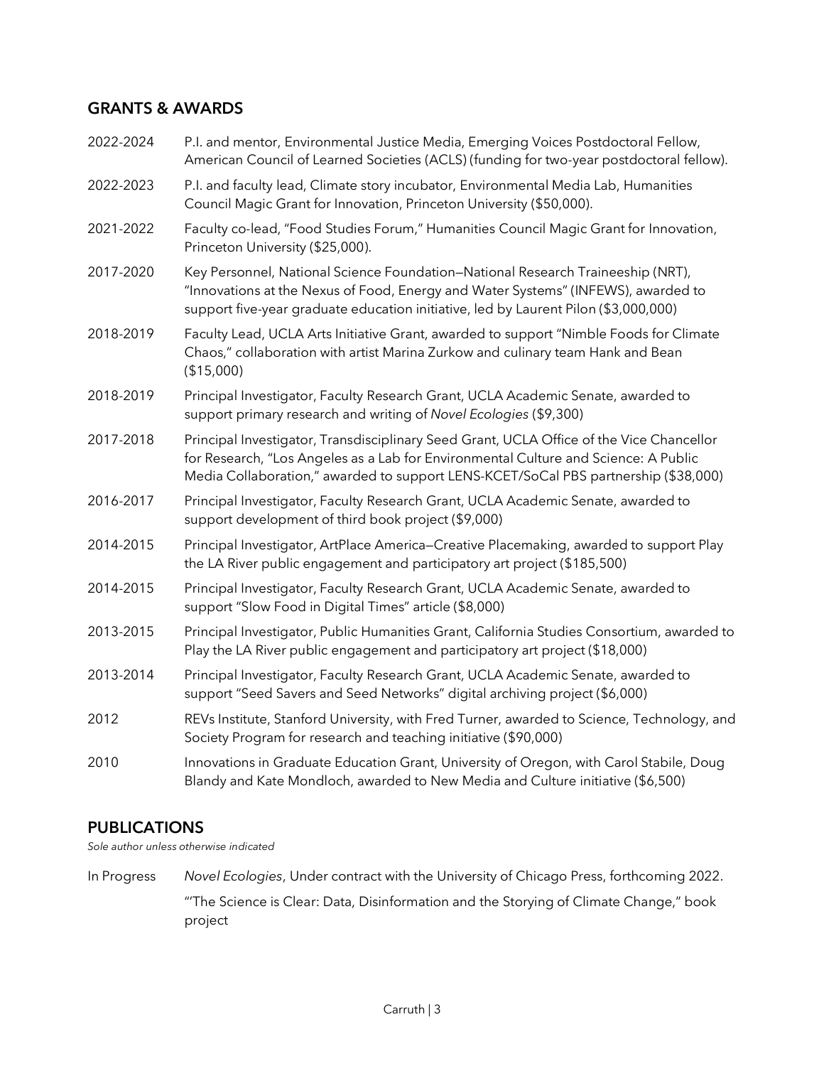## GRANTS & AWARDS

2022-2024 P.I. and mentor, Environmental Justice Media, Emerging Voices Postdoctoral Fellow, American Council of Learned Societies (ACLS) (funding for two-year postdoctoral fellow).

2022-2023 P.I. and faculty lead, Climate story incubator, Environmental Media Lab, Humanities Council Magic Grant for Innovation, Princeton University ($50,000).

2021-2022 Faculty co-lead, "Food Studies Forum," Humanities Council Magic Grant for Innovation, Princeton University ($25,000).

2017-2020 Key Personnel, National Science Foundation—National Research Traineeship (NRT), "Innovations at the Nexus of Food, Energy and Water Systems" (INFEWS), awarded to support five-year graduate education initiative, led by Laurent Pilon ($3,000,000)

2018-2019 Faculty Lead, UCLA Arts Initiative Grant, awarded to support "Nimble Foods for Climate Chaos," collaboration with artist Marina Zurkow and culinary team Hank and Bean ($15,000)

2018-2019 Principal Investigator, Faculty Research Grant, UCLA Academic Senate, awarded to support primary research and writing of *Novel Ecologies* ($9,300)

2017-2018 Principal Investigator, Transdisciplinary Seed Grant, UCLA Office of the Vice Chancellor for Research, "Los Angeles as a Lab for Environmental Culture and Science: A Public Media Collaboration," awarded to support LENS-KCET/SoCal PBS partnership ($38,000)

2016-2017 Principal Investigator, Faculty Research Grant, UCLA Academic Senate, awarded to support development of third book project ($9,000)

2014-2015 Principal Investigator, ArtPlace America—Creative Placemaking, awarded to support Play the LA River public engagement and participatory art project ($185,500)

2014-2015 Principal Investigator, Faculty Research Grant, UCLA Academic Senate, awarded to support "Slow Food in Digital Times" article ($8,000)

2013-2015 Principal Investigator, Public Humanities Grant, California Studies Consortium, awarded to Play the LA River public engagement and participatory art project ($18,000)

2013-2014 Principal Investigator, Faculty Research Grant, UCLA Academic Senate, awarded to support "Seed Savers and Seed Networks" digital archiving project ($6,000)

2012 REVs Institute, Stanford University, with Fred Turner, awarded to Science, Technology, and Society Program for research and teaching initiative ($90,000)

2010 Innovations in Graduate Education Grant, University of Oregon, with Carol Stabile, Doug Blandy and Kate Mondloch, awarded to New Media and Culture initiative ($6,500)

## PUBLICATIONS

*Sole author unless otherwise indicated*

In Progress *Novel Ecologies*, Under contract with the University of Chicago Press, forthcoming 2022.

"'The Science is Clear: Data, Disinformation and the Storying of Climate Change," book project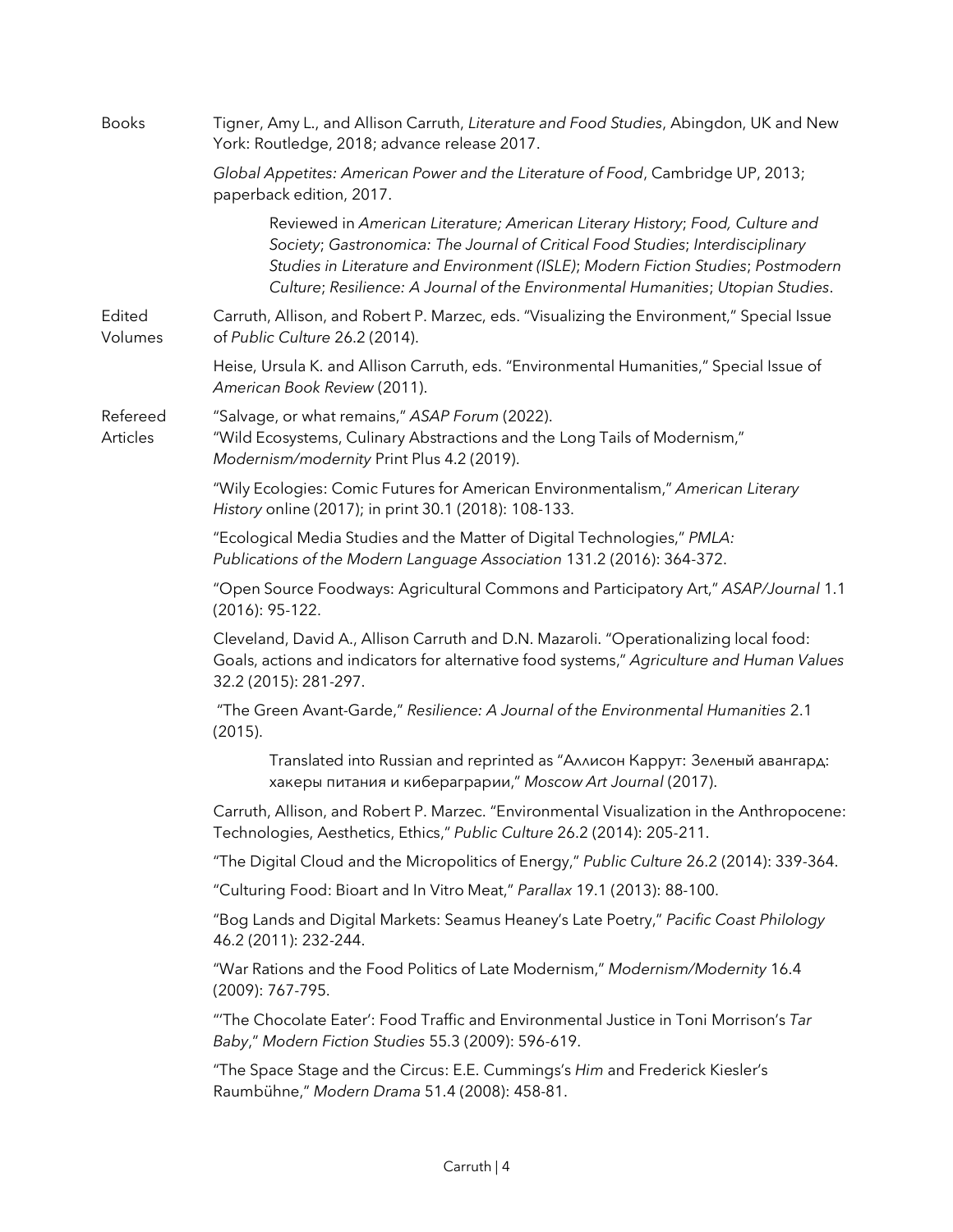## Books

Tigner, Amy L., and Allison Carruth, *Literature and Food Studies*, Abingdon, UK and New York: Routledge, 2018; advance release 2017.

*Global Appetites: American Power and the Literature of Food*, Cambridge UP, 2013; paperback edition, 2017.

> Reviewed in *American Literature; American Literary History*; *Food, Culture and Society*; *Gastronomica: The Journal of Critical Food Studies*; *Interdisciplinary Studies in Literature and Environment (ISLE)*; *Modern Fiction Studies*; *Postmodern Culture*; *Resilience: A Journal of the Environmental Humanities*; *Utopian Studies*.

## Edited Volumes

Carruth, Allison, and Robert P. Marzec, eds. "Visualizing the Environment," Special Issue of *Public Culture* 26.2 (2014).

Heise, Ursula K. and Allison Carruth, eds. "Environmental Humanities," Special Issue of *American Book Review* (2011).

## Refereed Articles

"Salvage, or what remains," *ASAP Forum* (2022).
"Wild Ecosystems, Culinary Abstractions and the Long Tails of Modernism," *Modernism/modernity* Print Plus 4.2 (2019).

"Wily Ecologies: Comic Futures for American Environmentalism," *American Literary History* online (2017); in print 30.1 (2018): 108-133.

"Ecological Media Studies and the Matter of Digital Technologies," *PMLA: Publications of the Modern Language Association* 131.2 (2016): 364-372.

"Open Source Foodways: Agricultural Commons and Participatory Art," *ASAP/Journal* 1.1 (2016): 95-122.

Cleveland, David A., Allison Carruth and D.N. Mazaroli. "Operationalizing local food: Goals, actions and indicators for alternative food systems," *Agriculture and Human Values* 32.2 (2015): 281-297.

"The Green Avant-Garde," *Resilience: A Journal of the Environmental Humanities* 2.1 (2015).

> Translated into Russian and reprinted as "Аллисон Каррут: Зеленый авангард: хакеры питания и кибераграрии," *Moscow Art Journal* (2017).

Carruth, Allison, and Robert P. Marzec. "Environmental Visualization in the Anthropocene: Technologies, Aesthetics, Ethics," *Public Culture* 26.2 (2014): 205-211.

"The Digital Cloud and the Micropolitics of Energy," *Public Culture* 26.2 (2014): 339-364.

"Culturing Food: Bioart and In Vitro Meat," *Parallax* 19.1 (2013): 88-100.

"Bog Lands and Digital Markets: Seamus Heaney's Late Poetry," *Pacific Coast Philology* 46.2 (2011): 232-244.

"War Rations and the Food Politics of Late Modernism," *Modernism/Modernity* 16.4 (2009): 767-795.

"'The Chocolate Eater': Food Traffic and Environmental Justice in Toni Morrison's *Tar Baby*," *Modern Fiction Studies* 55.3 (2009): 596-619.

"The Space Stage and the Circus: E.E. Cummings's *Him* and Frederick Kiesler's Raumbühne," *Modern Drama* 51.4 (2008): 458-81.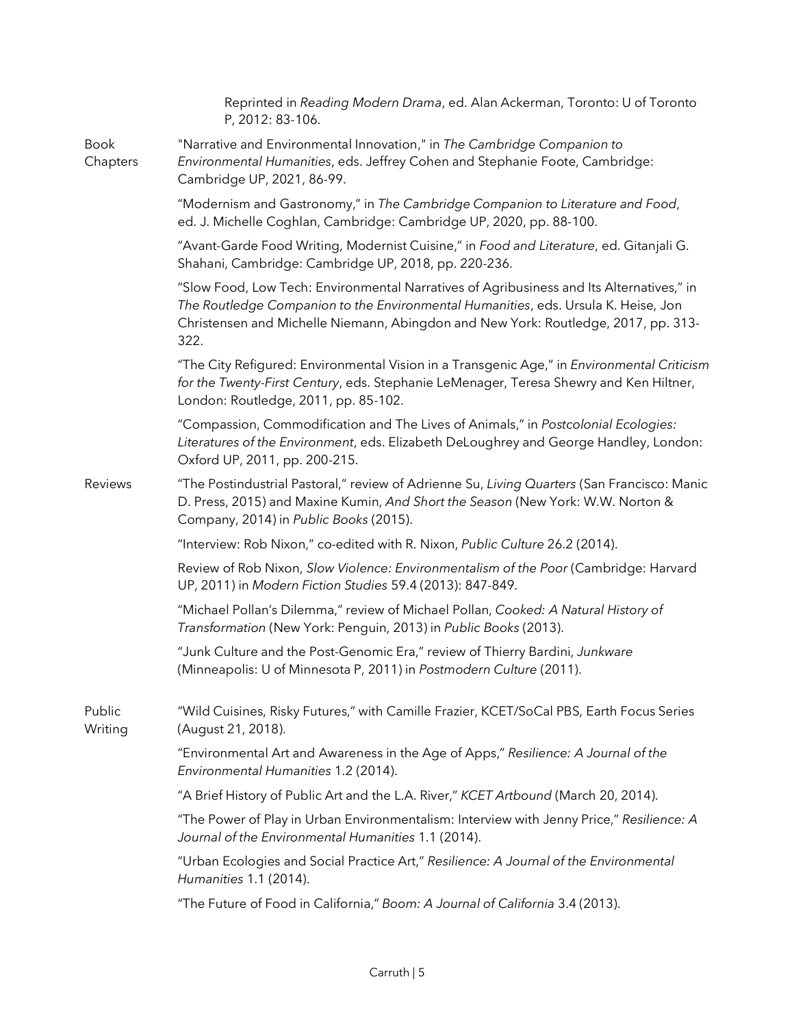Reprinted in *Reading Modern Drama*, ed. Alan Ackerman, Toronto: U of Toronto P, 2012: 83-106.

**Book Chapters**

"Narrative and Environmental Innovation," in *The Cambridge Companion to Environmental Humanities*, eds. Jeffrey Cohen and Stephanie Foote, Cambridge: Cambridge UP, 2021, 86-99.

"Modernism and Gastronomy," in *The Cambridge Companion to Literature and Food*, ed. J. Michelle Coghlan, Cambridge: Cambridge UP, 2020, pp. 88-100.

"Avant-Garde Food Writing, Modernist Cuisine," in *Food and Literature*, ed. Gitanjali G. Shahani, Cambridge: Cambridge UP, 2018, pp. 220-236.

"Slow Food, Low Tech: Environmental Narratives of Agribusiness and Its Alternatives," in *The Routledge Companion to the Environmental Humanities*, eds. Ursula K. Heise, Jon Christensen and Michelle Niemann, Abingdon and New York: Routledge, 2017, pp. 313-322.

"The City Refigured: Environmental Vision in a Transgenic Age," in *Environmental Criticism for the Twenty-First Century*, eds. Stephanie LeMenager, Teresa Shewry and Ken Hiltner, London: Routledge, 2011, pp. 85-102.

"Compassion, Commodification and The Lives of Animals," in *Postcolonial Ecologies: Literatures of the Environment*, eds. Elizabeth DeLoughrey and George Handley, London: Oxford UP, 2011, pp. 200-215.

**Reviews**

"The Postindustrial Pastoral," review of Adrienne Su, *Living Quarters* (San Francisco: Manic D. Press, 2015) and Maxine Kumin, *And Short the Season* (New York: W.W. Norton & Company, 2014) in *Public Books* (2015).

"Interview: Rob Nixon," co-edited with R. Nixon, *Public Culture* 26.2 (2014).

Review of Rob Nixon, *Slow Violence: Environmentalism of the Poor* (Cambridge: Harvard UP, 2011) in *Modern Fiction Studies* 59.4 (2013): 847-849.

"Michael Pollan's Dilemma," review of Michael Pollan, *Cooked: A Natural History of Transformation* (New York: Penguin, 2013) in *Public Books* (2013).

"Junk Culture and the Post-Genomic Era," review of Thierry Bardini, *Junkware* (Minneapolis: U of Minnesota P, 2011) in *Postmodern Culture* (2011).

**Public Writing**

"Wild Cuisines, Risky Futures," with Camille Frazier, KCET/SoCal PBS, Earth Focus Series (August 21, 2018).

"Environmental Art and Awareness in the Age of Apps," *Resilience: A Journal of the Environmental Humanities* 1.2 (2014).

"A Brief History of Public Art and the L.A. River," *KCET Artbound* (March 20, 2014).

"The Power of Play in Urban Environmentalism: Interview with Jenny Price," *Resilience: A Journal of the Environmental Humanities* 1.1 (2014).

"Urban Ecologies and Social Practice Art," *Resilience: A Journal of the Environmental Humanities* 1.1 (2014).

"The Future of Food in California," *Boom: A Journal of California* 3.4 (2013).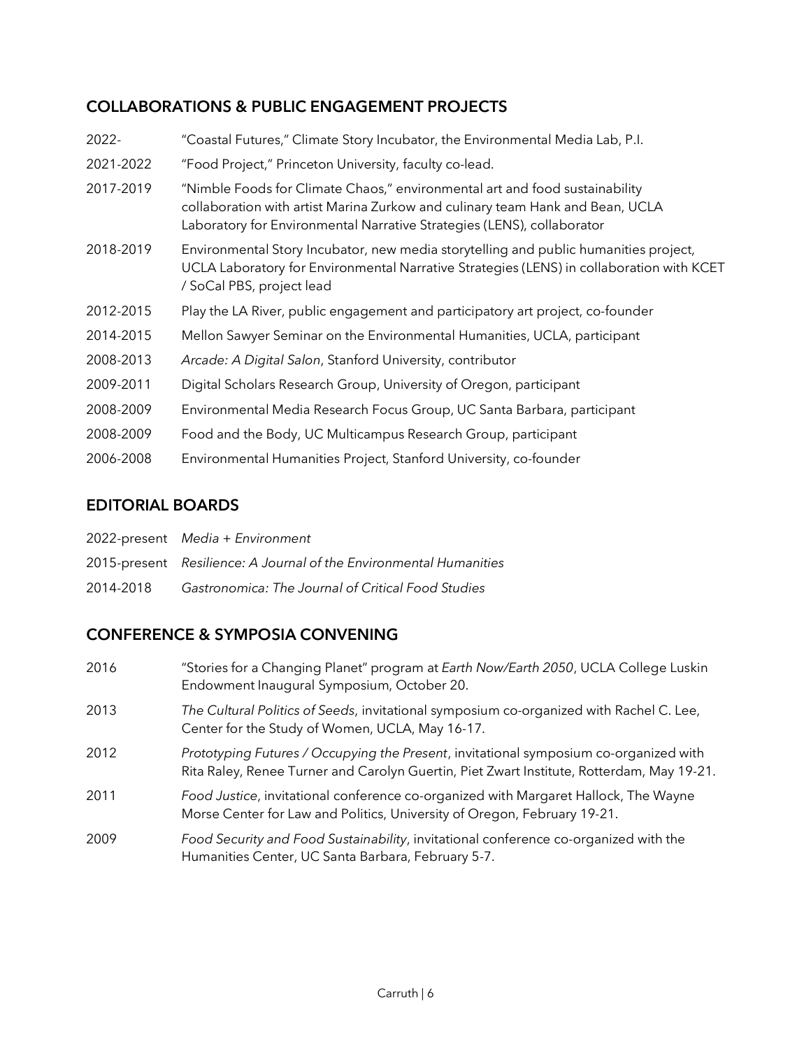## COLLABORATIONS & PUBLIC ENGAGEMENT PROJECTS

2022- "Coastal Futures," Climate Story Incubator, the Environmental Media Lab, P.I.

2021-2022 "Food Project," Princeton University, faculty co-lead.

2017-2019 "Nimble Foods for Climate Chaos," environmental art and food sustainability collaboration with artist Marina Zurkow and culinary team Hank and Bean, UCLA Laboratory for Environmental Narrative Strategies (LENS), collaborator

2018-2019 Environmental Story Incubator, new media storytelling and public humanities project, UCLA Laboratory for Environmental Narrative Strategies (LENS) in collaboration with KCET / SoCal PBS, project lead

2012-2015 Play the LA River, public engagement and participatory art project, co-founder

2014-2015 Mellon Sawyer Seminar on the Environmental Humanities, UCLA, participant

2008-2013 *Arcade: A Digital Salon*, Stanford University, contributor

2009-2011 Digital Scholars Research Group, University of Oregon, participant

2008-2009 Environmental Media Research Focus Group, UC Santa Barbara, participant

2008-2009 Food and the Body, UC Multicampus Research Group, participant

2006-2008 Environmental Humanities Project, Stanford University, co-founder

## EDITORIAL BOARDS

2022-present *Media + Environment*

2015-present *Resilience: A Journal of the Environmental Humanities*

2014-2018 *Gastronomica: The Journal of Critical Food Studies*

## CONFERENCE & SYMPOSIA CONVENING

2016 "Stories for a Changing Planet" program at *Earth Now/Earth 2050*, UCLA College Luskin Endowment Inaugural Symposium, October 20.

2013 *The Cultural Politics of Seeds*, invitational symposium co-organized with Rachel C. Lee, Center for the Study of Women, UCLA, May 16-17.

2012 *Prototyping Futures / Occupying the Present*, invitational symposium co-organized with Rita Raley, Renee Turner and Carolyn Guertin, Piet Zwart Institute, Rotterdam, May 19-21.

2011 *Food Justice*, invitational conference co-organized with Margaret Hallock, The Wayne Morse Center for Law and Politics, University of Oregon, February 19-21.

2009 *Food Security and Food Sustainability*, invitational conference co-organized with the Humanities Center, UC Santa Barbara, February 5-7.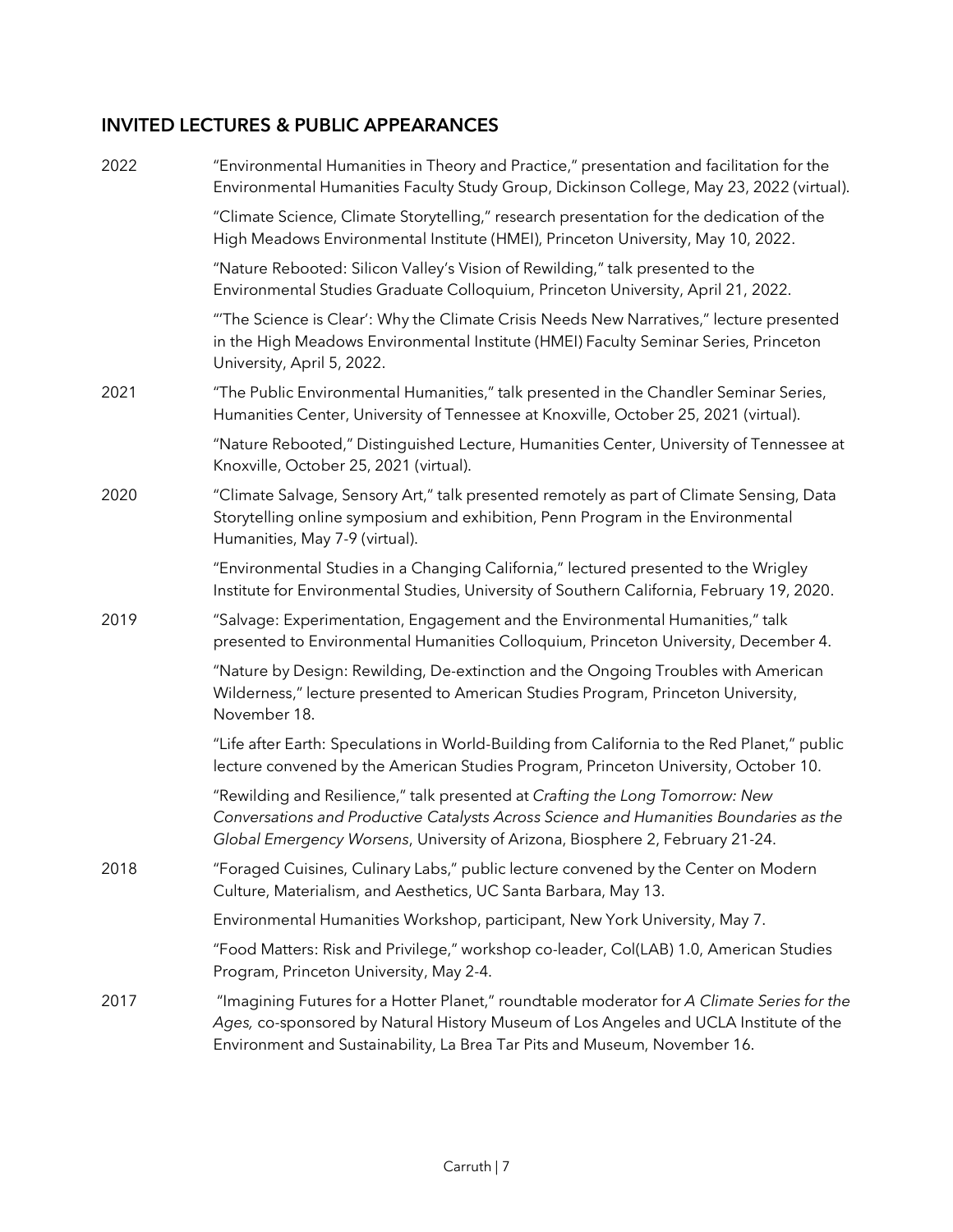## INVITED LECTURES & PUBLIC APPEARANCES

2022 "Environmental Humanities in Theory and Practice," presentation and facilitation for the Environmental Humanities Faculty Study Group, Dickinson College, May 23, 2022 (virtual).

"Climate Science, Climate Storytelling," research presentation for the dedication of the High Meadows Environmental Institute (HMEI), Princeton University, May 10, 2022.

"Nature Rebooted: Silicon Valley's Vision of Rewilding," talk presented to the Environmental Studies Graduate Colloquium, Princeton University, April 21, 2022.

"'The Science is Clear': Why the Climate Crisis Needs New Narratives," lecture presented in the High Meadows Environmental Institute (HMEI) Faculty Seminar Series, Princeton University, April 5, 2022.

2021 "The Public Environmental Humanities," talk presented in the Chandler Seminar Series, Humanities Center, University of Tennessee at Knoxville, October 25, 2021 (virtual).

"Nature Rebooted," Distinguished Lecture, Humanities Center, University of Tennessee at Knoxville, October 25, 2021 (virtual).

2020 "Climate Salvage, Sensory Art," talk presented remotely as part of Climate Sensing, Data Storytelling online symposium and exhibition, Penn Program in the Environmental Humanities, May 7-9 (virtual).

"Environmental Studies in a Changing California," lectured presented to the Wrigley Institute for Environmental Studies, University of Southern California, February 19, 2020.

2019 "Salvage: Experimentation, Engagement and the Environmental Humanities," talk presented to Environmental Humanities Colloquium, Princeton University, December 4.

"Nature by Design: Rewilding, De-extinction and the Ongoing Troubles with American Wilderness," lecture presented to American Studies Program, Princeton University, November 18.

"Life after Earth: Speculations in World-Building from California to the Red Planet," public lecture convened by the American Studies Program, Princeton University, October 10.

"Rewilding and Resilience," talk presented at *Crafting the Long Tomorrow: New Conversations and Productive Catalysts Across Science and Humanities Boundaries as the Global Emergency Worsens*, University of Arizona, Biosphere 2, February 21-24.

2018 "Foraged Cuisines, Culinary Labs," public lecture convened by the Center on Modern Culture, Materialism, and Aesthetics, UC Santa Barbara, May 13.

Environmental Humanities Workshop, participant, New York University, May 7.

"Food Matters: Risk and Privilege," workshop co-leader, Col(LAB) 1.0, American Studies Program, Princeton University, May 2-4.

2017 "Imagining Futures for a Hotter Planet," roundtable moderator for *A Climate Series for the Ages,* co-sponsored by Natural History Museum of Los Angeles and UCLA Institute of the Environment and Sustainability, La Brea Tar Pits and Museum, November 16.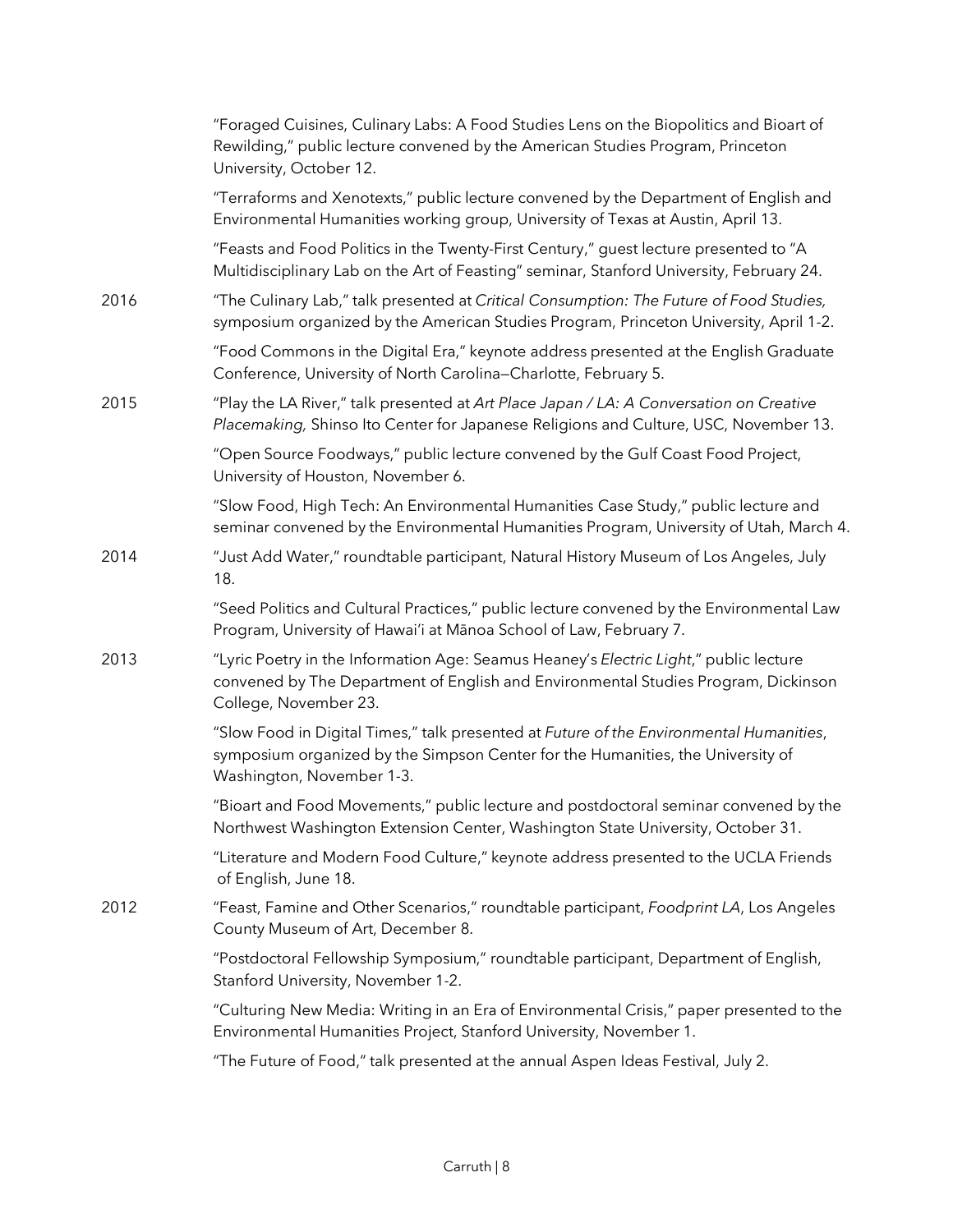"Foraged Cuisines, Culinary Labs: A Food Studies Lens on the Biopolitics and Bioart of Rewilding," public lecture convened by the American Studies Program, Princeton University, October 12.

"Terraforms and Xenotexts," public lecture convened by the Department of English and Environmental Humanities working group, University of Texas at Austin, April 13.

"Feasts and Food Politics in the Twenty-First Century," guest lecture presented to "A Multidisciplinary Lab on the Art of Feasting" seminar, Stanford University, February 24.

2016 "The Culinary Lab," talk presented at *Critical Consumption: The Future of Food Studies,* symposium organized by the American Studies Program, Princeton University, April 1-2.

"Food Commons in the Digital Era," keynote address presented at the English Graduate Conference, University of North Carolina—Charlotte, February 5.

2015 "Play the LA River," talk presented at *Art Place Japan / LA: A Conversation on Creative Placemaking,* Shinso Ito Center for Japanese Religions and Culture, USC, November 13.

"Open Source Foodways," public lecture convened by the Gulf Coast Food Project, University of Houston, November 6.

"Slow Food, High Tech: An Environmental Humanities Case Study," public lecture and seminar convened by the Environmental Humanities Program, University of Utah, March 4.

2014 "Just Add Water," roundtable participant, Natural History Museum of Los Angeles, July 18.

"Seed Politics and Cultural Practices," public lecture convened by the Environmental Law Program, University of Hawai'i at Mānoa School of Law, February 7.

2013 "Lyric Poetry in the Information Age: Seamus Heaney's *Electric Light*," public lecture convened by The Department of English and Environmental Studies Program, Dickinson College, November 23.

"Slow Food in Digital Times," talk presented at *Future of the Environmental Humanities*, symposium organized by the Simpson Center for the Humanities, the University of Washington, November 1-3.

"Bioart and Food Movements," public lecture and postdoctoral seminar convened by the Northwest Washington Extension Center, Washington State University, October 31.

"Literature and Modern Food Culture," keynote address presented to the UCLA Friends of English, June 18.

2012 "Feast, Famine and Other Scenarios," roundtable participant, *Foodprint LA*, Los Angeles County Museum of Art, December 8.

"Postdoctoral Fellowship Symposium," roundtable participant, Department of English, Stanford University, November 1-2.

"Culturing New Media: Writing in an Era of Environmental Crisis," paper presented to the Environmental Humanities Project, Stanford University, November 1.

"The Future of Food," talk presented at the annual Aspen Ideas Festival, July 2.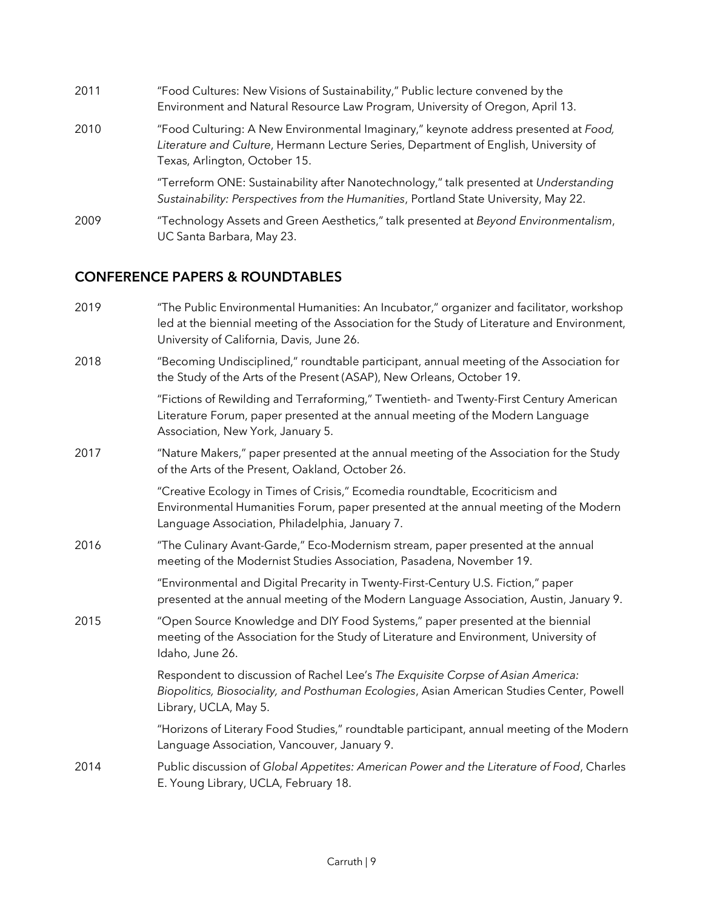2011 "Food Cultures: New Visions of Sustainability," Public lecture convened by the Environment and Natural Resource Law Program, University of Oregon, April 13.

2010 "Food Culturing: A New Environmental Imaginary," keynote address presented at *Food, Literature and Culture*, Hermann Lecture Series, Department of English, University of Texas, Arlington, October 15.

"Terreform ONE: Sustainability after Nanotechnology," talk presented at *Understanding Sustainability: Perspectives from the Humanities*, Portland State University, May 22.

2009 "Technology Assets and Green Aesthetics," talk presented at *Beyond Environmentalism*, UC Santa Barbara, May 23.

## CONFERENCE PAPERS & ROUNDTABLES

2019 "The Public Environmental Humanities: An Incubator," organizer and facilitator, workshop led at the biennial meeting of the Association for the Study of Literature and Environment, University of California, Davis, June 26.

2018 "Becoming Undisciplined," roundtable participant, annual meeting of the Association for the Study of the Arts of the Present (ASAP), New Orleans, October 19.

"Fictions of Rewilding and Terraforming," Twentieth- and Twenty-First Century American Literature Forum, paper presented at the annual meeting of the Modern Language Association, New York, January 5.

2017 "Nature Makers," paper presented at the annual meeting of the Association for the Study of the Arts of the Present, Oakland, October 26.

"Creative Ecology in Times of Crisis," Ecomedia roundtable, Ecocriticism and Environmental Humanities Forum, paper presented at the annual meeting of the Modern Language Association, Philadelphia, January 7.

2016 "The Culinary Avant-Garde," Eco-Modernism stream, paper presented at the annual meeting of the Modernist Studies Association, Pasadena, November 19.

"Environmental and Digital Precarity in Twenty-First-Century U.S. Fiction," paper presented at the annual meeting of the Modern Language Association, Austin, January 9.

2015 "Open Source Knowledge and DIY Food Systems," paper presented at the biennial meeting of the Association for the Study of Literature and Environment, University of Idaho, June 26.

Respondent to discussion of Rachel Lee's *The Exquisite Corpse of Asian America: Biopolitics, Biosociality, and Posthuman Ecologies*, Asian American Studies Center, Powell Library, UCLA, May 5.

"Horizons of Literary Food Studies," roundtable participant, annual meeting of the Modern Language Association, Vancouver, January 9.

2014 Public discussion of *Global Appetites: American Power and the Literature of Food*, Charles E. Young Library, UCLA, February 18.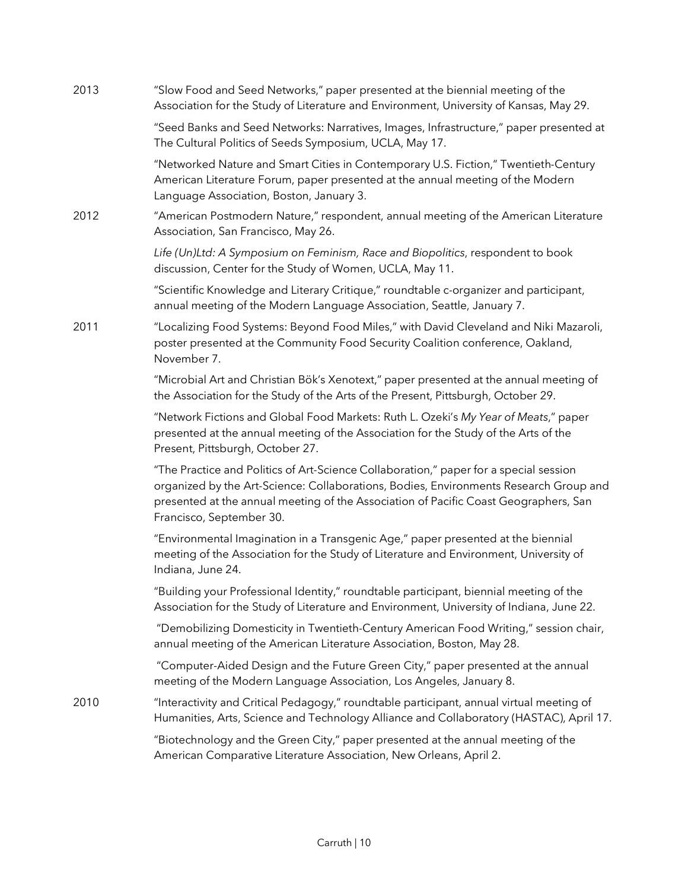2013 "Slow Food and Seed Networks," paper presented at the biennial meeting of the Association for the Study of Literature and Environment, University of Kansas, May 29.

"Seed Banks and Seed Networks: Narratives, Images, Infrastructure," paper presented at The Cultural Politics of Seeds Symposium, UCLA, May 17.

"Networked Nature and Smart Cities in Contemporary U.S. Fiction," Twentieth-Century American Literature Forum, paper presented at the annual meeting of the Modern Language Association, Boston, January 3.

2012 "American Postmodern Nature," respondent, annual meeting of the American Literature Association, San Francisco, May 26.

*Life (Un)Ltd: A Symposium on Feminism, Race and Biopolitics*, respondent to book discussion, Center for the Study of Women, UCLA, May 11.

"Scientific Knowledge and Literary Critique," roundtable c-organizer and participant, annual meeting of the Modern Language Association, Seattle, January 7.

2011 "Localizing Food Systems: Beyond Food Miles," with David Cleveland and Niki Mazaroli, poster presented at the Community Food Security Coalition conference, Oakland, November 7.

"Microbial Art and Christian Bök's Xenotext," paper presented at the annual meeting of the Association for the Study of the Arts of the Present, Pittsburgh, October 29.

"Network Fictions and Global Food Markets: Ruth L. Ozeki's *My Year of Meats*," paper presented at the annual meeting of the Association for the Study of the Arts of the Present, Pittsburgh, October 27.

"The Practice and Politics of Art-Science Collaboration," paper for a special session organized by the Art-Science: Collaborations, Bodies, Environments Research Group and presented at the annual meeting of the Association of Pacific Coast Geographers, San Francisco, September 30.

"Environmental Imagination in a Transgenic Age," paper presented at the biennial meeting of the Association for the Study of Literature and Environment, University of Indiana, June 24.

"Building your Professional Identity," roundtable participant, biennial meeting of the Association for the Study of Literature and Environment, University of Indiana, June 22.

"Demobilizing Domesticity in Twentieth-Century American Food Writing," session chair, annual meeting of the American Literature Association, Boston, May 28.

"Computer-Aided Design and the Future Green City," paper presented at the annual meeting of the Modern Language Association, Los Angeles, January 8.

2010 "Interactivity and Critical Pedagogy," roundtable participant, annual virtual meeting of Humanities, Arts, Science and Technology Alliance and Collaboratory (HASTAC), April 17.

"Biotechnology and the Green City," paper presented at the annual meeting of the American Comparative Literature Association, New Orleans, April 2.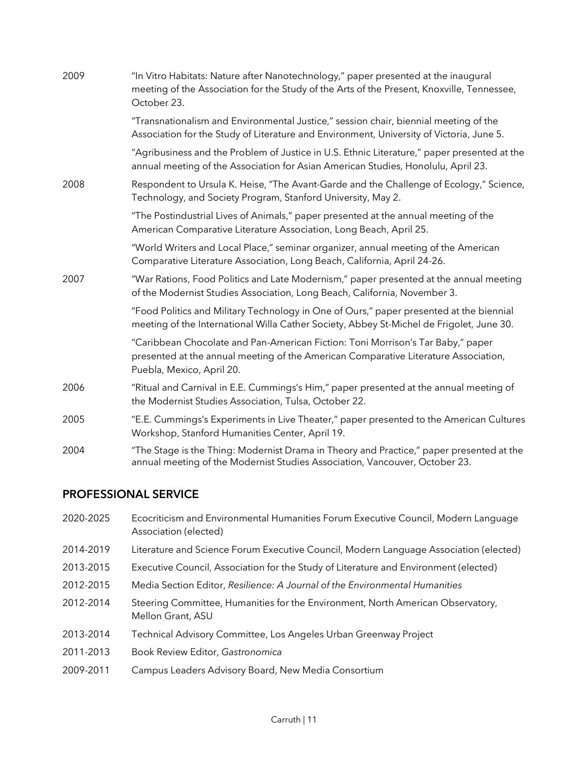2009 — "In Vitro Habitats: Nature after Nanotechnology," paper presented at the inaugural meeting of the Association for the Study of the Arts of the Present, Knoxville, Tennessee, October 23.

"Transnationalism and Environmental Justice," session chair, biennial meeting of the Association for the Study of Literature and Environment, University of Victoria, June 5.

"Agribusiness and the Problem of Justice in U.S. Ethnic Literature," paper presented at the annual meeting of the Association for Asian American Studies, Honolulu, April 23.

2008 — Respondent to Ursula K. Heise, "The Avant-Garde and the Challenge of Ecology," Science, Technology, and Society Program, Stanford University, May 2.

"The Postindustrial Lives of Animals," paper presented at the annual meeting of the American Comparative Literature Association, Long Beach, April 25.

"World Writers and Local Place," seminar organizer, annual meeting of the American Comparative Literature Association, Long Beach, California, April 24-26.

2007 — "War Rations, Food Politics and Late Modernism," paper presented at the annual meeting of the Modernist Studies Association, Long Beach, California, November 3.

"Food Politics and Military Technology in One of Ours," paper presented at the biennial meeting of the International Willa Cather Society, Abbey St-Michel de Frigolet, June 30.

"Caribbean Chocolate and Pan-American Fiction: Toni Morrison's Tar Baby," paper presented at the annual meeting of the American Comparative Literature Association, Puebla, Mexico, April 20.

2006 — "Ritual and Carnival in E.E. Cummings's Him," paper presented at the annual meeting of the Modernist Studies Association, Tulsa, October 22.

2005 — "E.E. Cummings's Experiments in Live Theater," paper presented to the American Cultures Workshop, Stanford Humanities Center, April 19.

2004 — "The Stage is the Thing: Modernist Drama in Theory and Practice," paper presented at the annual meeting of the Modernist Studies Association, Vancouver, October 23.

## PROFESSIONAL SERVICE

2020-2025 — Ecocriticism and Environmental Humanities Forum Executive Council, Modern Language Association (elected)

2014-2019 — Literature and Science Forum Executive Council, Modern Language Association (elected)

2013-2015 — Executive Council, Association for the Study of Literature and Environment (elected)

2012-2015 — Media Section Editor, *Resilience: A Journal of the Environmental Humanities*

2012-2014 — Steering Committee, Humanities for the Environment, North American Observatory, Mellon Grant, ASU

2013-2014 — Technical Advisory Committee, Los Angeles Urban Greenway Project

2011-2013 — Book Review Editor, *Gastronomica*

2009-2011 — Campus Leaders Advisory Board, New Media Consortium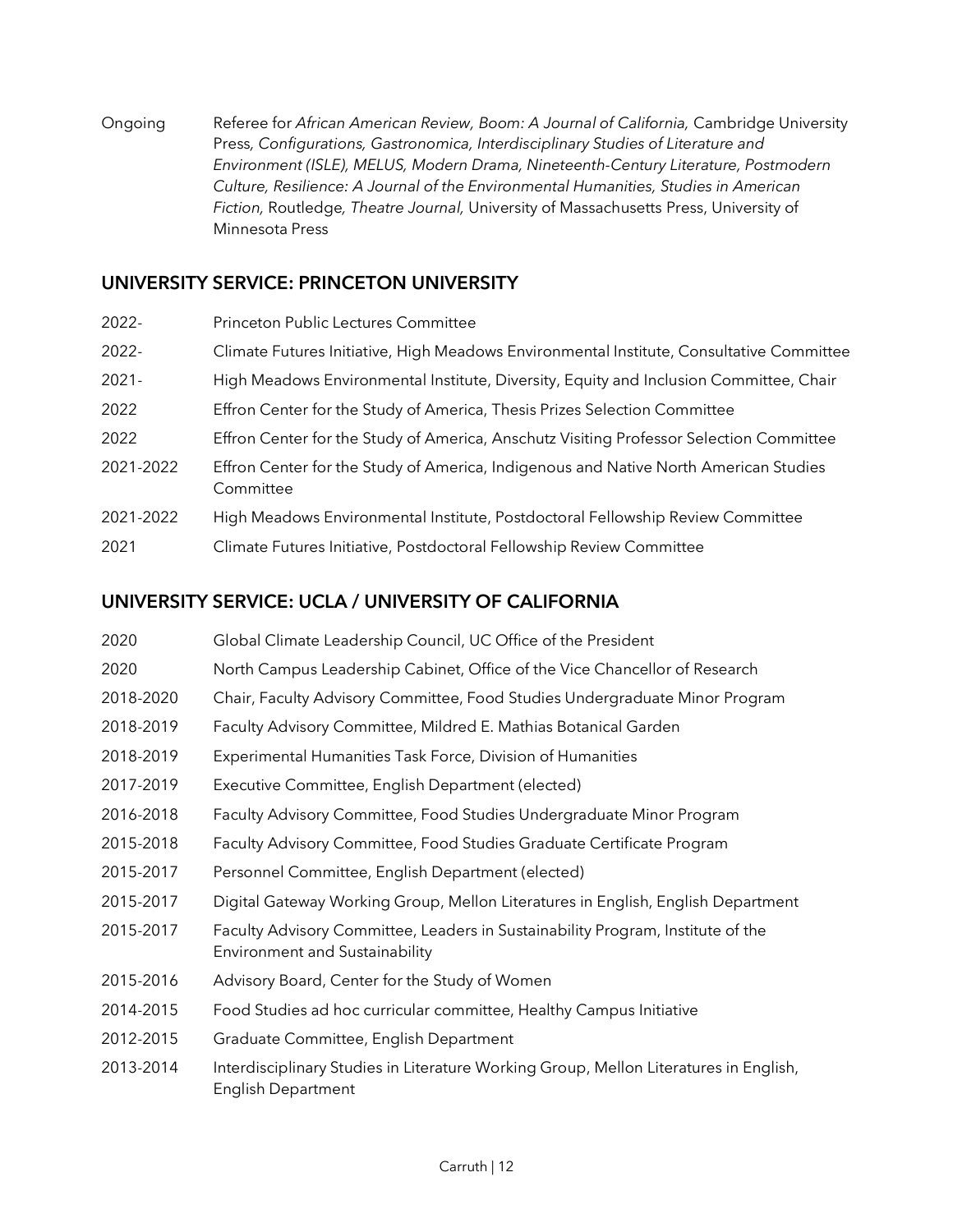Ongoing — Referee for *African American Review, Boom: A Journal of California,* Cambridge University Press*, Configurations, Gastronomica, Interdisciplinary Studies of Literature and Environment (ISLE), MELUS, Modern Drama, Nineteenth-Century Literature, Postmodern Culture, Resilience: A Journal of the Environmental Humanities, Studies in American Fiction,* Routledge*, Theatre Journal,* University of Massachusetts Press, University of Minnesota Press

## UNIVERSITY SERVICE: PRINCETON UNIVERSITY

| | |
|---|---|
| 2022- | Princeton Public Lectures Committee |
| 2022- | Climate Futures Initiative, High Meadows Environmental Institute, Consultative Committee |
| 2021- | High Meadows Environmental Institute, Diversity, Equity and Inclusion Committee, Chair |
| 2022 | Effron Center for the Study of America, Thesis Prizes Selection Committee |
| 2022 | Effron Center for the Study of America, Anschutz Visiting Professor Selection Committee |
| 2021-2022 | Effron Center for the Study of America, Indigenous and Native North American Studies Committee |
| 2021-2022 | High Meadows Environmental Institute, Postdoctoral Fellowship Review Committee |
| 2021 | Climate Futures Initiative, Postdoctoral Fellowship Review Committee |

## UNIVERSITY SERVICE: UCLA / UNIVERSITY OF CALIFORNIA

| | |
|---|---|
| 2020 | Global Climate Leadership Council, UC Office of the President |
| 2020 | North Campus Leadership Cabinet, Office of the Vice Chancellor of Research |
| 2018-2020 | Chair, Faculty Advisory Committee, Food Studies Undergraduate Minor Program |
| 2018-2019 | Faculty Advisory Committee, Mildred E. Mathias Botanical Garden |
| 2018-2019 | Experimental Humanities Task Force, Division of Humanities |
| 2017-2019 | Executive Committee, English Department (elected) |
| 2016-2018 | Faculty Advisory Committee, Food Studies Undergraduate Minor Program |
| 2015-2018 | Faculty Advisory Committee, Food Studies Graduate Certificate Program |
| 2015-2017 | Personnel Committee, English Department (elected) |
| 2015-2017 | Digital Gateway Working Group, Mellon Literatures in English, English Department |
| 2015-2017 | Faculty Advisory Committee, Leaders in Sustainability Program, Institute of the Environment and Sustainability |
| 2015-2016 | Advisory Board, Center for the Study of Women |
| 2014-2015 | Food Studies ad hoc curricular committee, Healthy Campus Initiative |
| 2012-2015 | Graduate Committee, English Department |
| 2013-2014 | Interdisciplinary Studies in Literature Working Group, Mellon Literatures in English, English Department |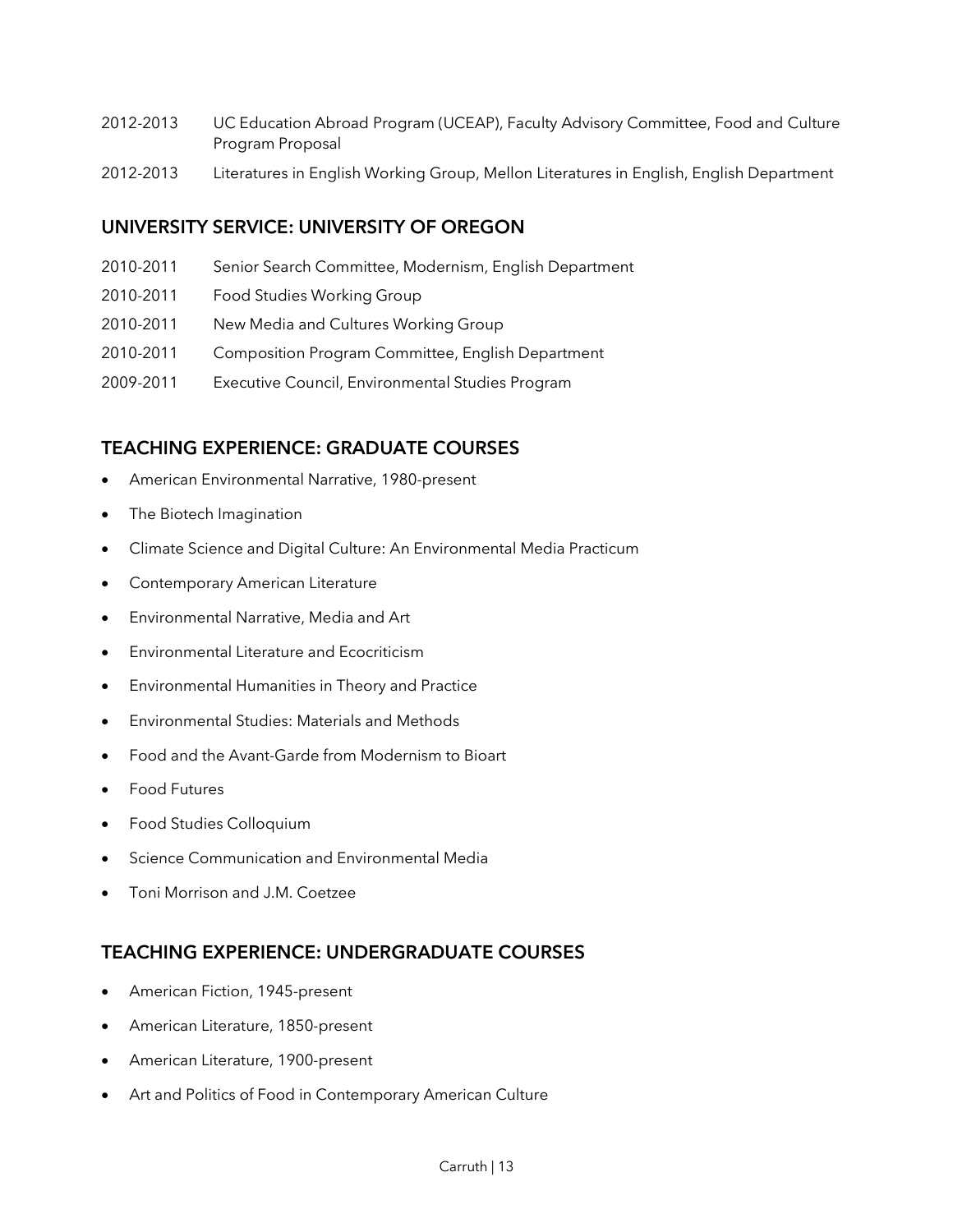2012-2013 UC Education Abroad Program (UCEAP), Faculty Advisory Committee, Food and Culture Program Proposal

2012-2013 Literatures in English Working Group, Mellon Literatures in English, English Department

## UNIVERSITY SERVICE: UNIVERSITY OF OREGON

2010-2011 Senior Search Committee, Modernism, English Department

2010-2011 Food Studies Working Group

2010-2011 New Media and Cultures Working Group

2010-2011 Composition Program Committee, English Department

2009-2011 Executive Council, Environmental Studies Program

## TEACHING EXPERIENCE: GRADUATE COURSES

- American Environmental Narrative, 1980-present
- The Biotech Imagination
- Climate Science and Digital Culture: An Environmental Media Practicum
- Contemporary American Literature
- Environmental Narrative, Media and Art
- Environmental Literature and Ecocriticism
- Environmental Humanities in Theory and Practice
- Environmental Studies: Materials and Methods
- Food and the Avant-Garde from Modernism to Bioart
- Food Futures
- Food Studies Colloquium
- Science Communication and Environmental Media
- Toni Morrison and J.M. Coetzee

## TEACHING EXPERIENCE: UNDERGRADUATE COURSES

- American Fiction, 1945-present
- American Literature, 1850-present
- American Literature, 1900-present
- Art and Politics of Food in Contemporary American Culture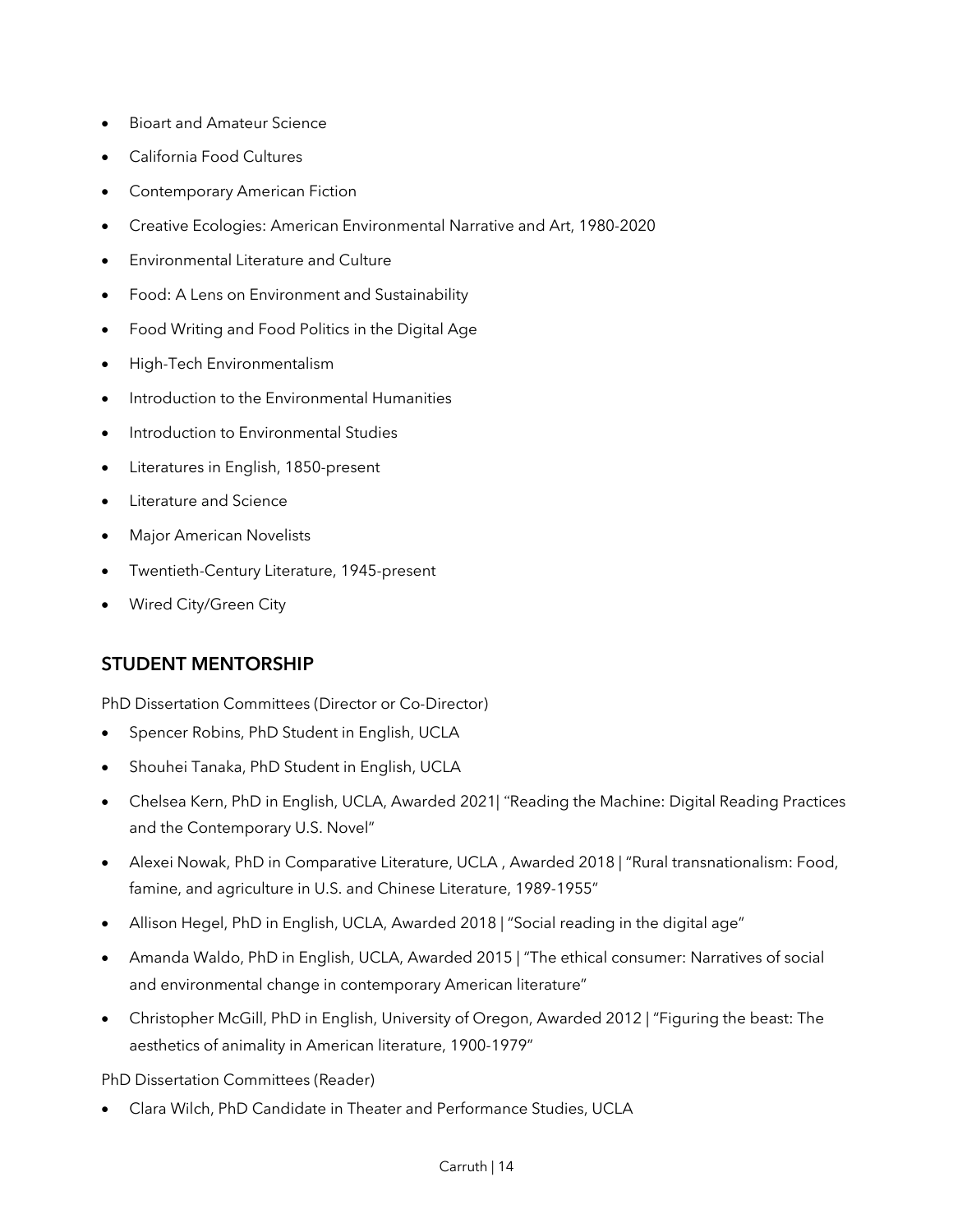- Bioart and Amateur Science
- California Food Cultures
- Contemporary American Fiction
- Creative Ecologies: American Environmental Narrative and Art, 1980-2020
- Environmental Literature and Culture
- Food: A Lens on Environment and Sustainability
- Food Writing and Food Politics in the Digital Age
- High-Tech Environmentalism
- Introduction to the Environmental Humanities
- Introduction to Environmental Studies
- Literatures in English, 1850-present
- Literature and Science
- Major American Novelists
- Twentieth-Century Literature, 1945-present
- Wired City/Green City

## STUDENT MENTORSHIP

PhD Dissertation Committees (Director or Co-Director)

- Spencer Robins, PhD Student in English, UCLA
- Shouhei Tanaka, PhD Student in English, UCLA
- Chelsea Kern, PhD in English, UCLA, Awarded 2021| "Reading the Machine: Digital Reading Practices and the Contemporary U.S. Novel"
- Alexei Nowak, PhD in Comparative Literature, UCLA , Awarded 2018 | "Rural transnationalism: Food, famine, and agriculture in U.S. and Chinese Literature, 1989-1955"
- Allison Hegel, PhD in English, UCLA, Awarded 2018 | "Social reading in the digital age"
- Amanda Waldo, PhD in English, UCLA, Awarded 2015 | "The ethical consumer: Narratives of social and environmental change in contemporary American literature"
- Christopher McGill, PhD in English, University of Oregon, Awarded 2012 | "Figuring the beast: The aesthetics of animality in American literature, 1900-1979"

PhD Dissertation Committees (Reader)

- Clara Wilch, PhD Candidate in Theater and Performance Studies, UCLA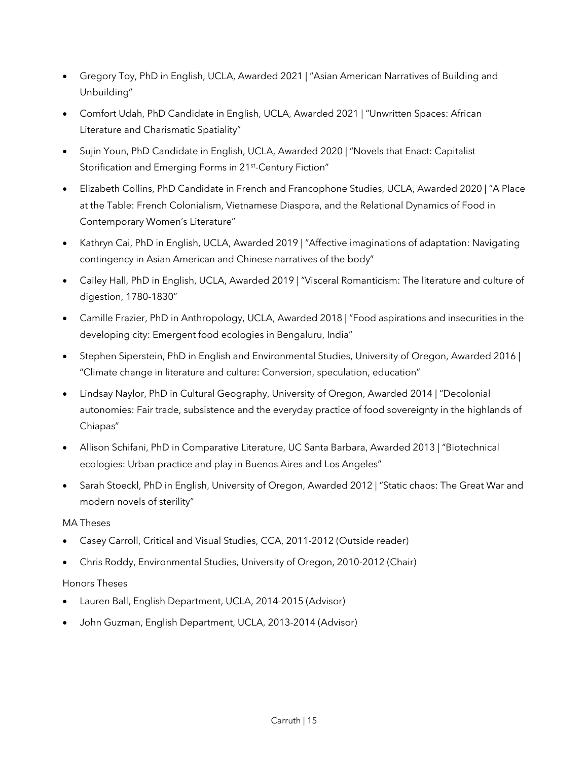- Gregory Toy, PhD in English, UCLA, Awarded 2021 | "Asian American Narratives of Building and Unbuilding"
- Comfort Udah, PhD Candidate in English, UCLA, Awarded 2021 | "Unwritten Spaces: African Literature and Charismatic Spatiality"
- Sujin Youn, PhD Candidate in English, UCLA, Awarded 2020 | "Novels that Enact: Capitalist Storification and Emerging Forms in 21st-Century Fiction"
- Elizabeth Collins, PhD Candidate in French and Francophone Studies, UCLA, Awarded 2020 | "A Place at the Table: French Colonialism, Vietnamese Diaspora, and the Relational Dynamics of Food in Contemporary Women's Literature"
- Kathryn Cai, PhD in English, UCLA, Awarded 2019 | "Affective imaginations of adaptation: Navigating contingency in Asian American and Chinese narratives of the body"
- Cailey Hall, PhD in English, UCLA, Awarded 2019 | "Visceral Romanticism: The literature and culture of digestion, 1780-1830"
- Camille Frazier, PhD in Anthropology, UCLA, Awarded 2018 | "Food aspirations and insecurities in the developing city: Emergent food ecologies in Bengaluru, India"
- Stephen Siperstein, PhD in English and Environmental Studies, University of Oregon, Awarded 2016 | "Climate change in literature and culture: Conversion, speculation, education"
- Lindsay Naylor, PhD in Cultural Geography, University of Oregon, Awarded 2014 | "Decolonial autonomies: Fair trade, subsistence and the everyday practice of food sovereignty in the highlands of Chiapas"
- Allison Schifani, PhD in Comparative Literature, UC Santa Barbara, Awarded 2013 | "Biotechnical ecologies: Urban practice and play in Buenos Aires and Los Angeles"
- Sarah Stoeckl, PhD in English, University of Oregon, Awarded 2012 | "Static chaos: The Great War and modern novels of sterility"

MA Theses

- Casey Carroll, Critical and Visual Studies, CCA, 2011-2012 (Outside reader)
- Chris Roddy, Environmental Studies, University of Oregon, 2010-2012 (Chair)

Honors Theses

- Lauren Ball, English Department, UCLA, 2014-2015 (Advisor)
- John Guzman, English Department, UCLA, 2013-2014 (Advisor)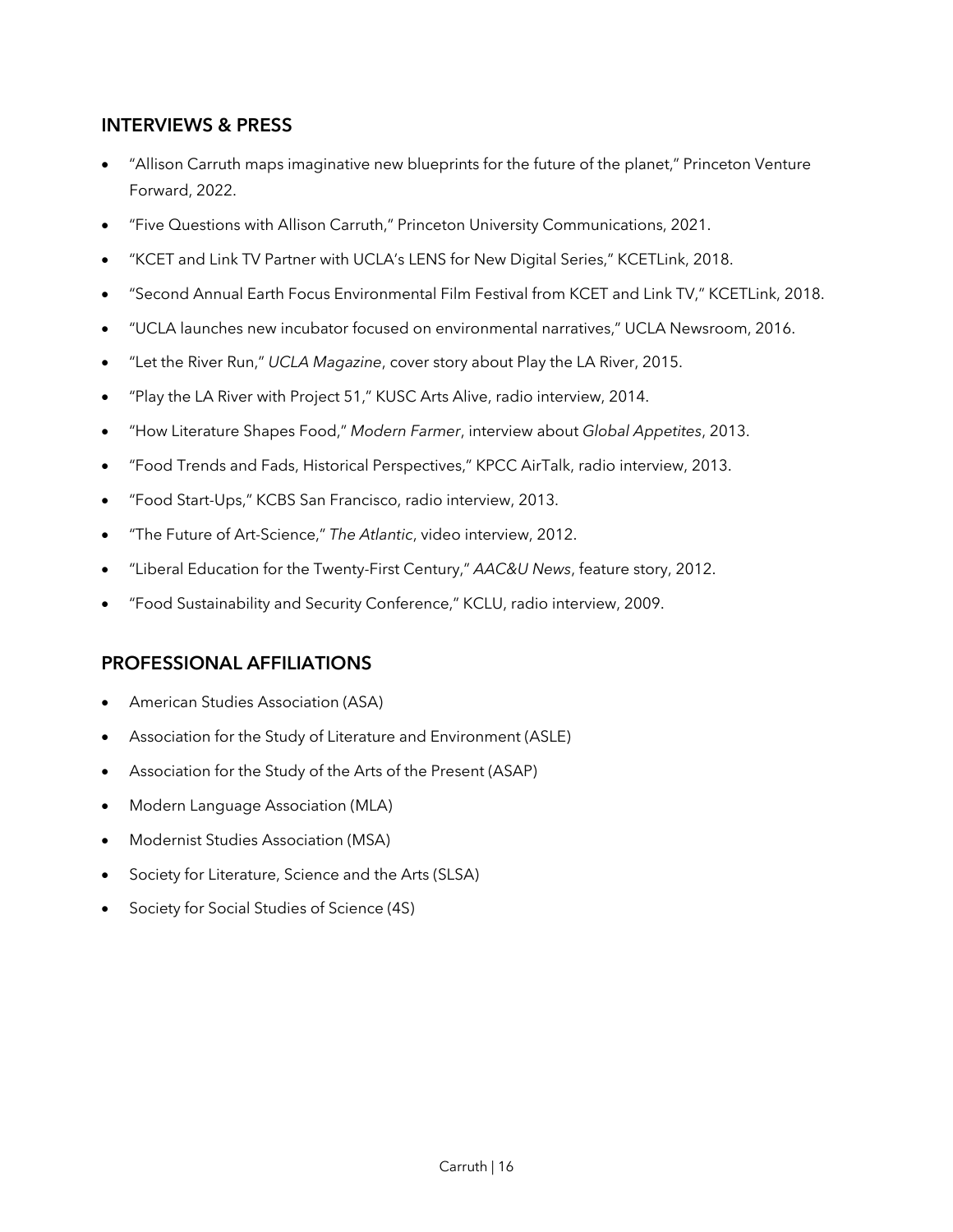## INTERVIEWS & PRESS

- "Allison Carruth maps imaginative new blueprints for the future of the planet," Princeton Venture Forward, 2022.
- "Five Questions with Allison Carruth," Princeton University Communications, 2021.
- "KCET and Link TV Partner with UCLA's LENS for New Digital Series," KCETLink, 2018.
- "Second Annual Earth Focus Environmental Film Festival from KCET and Link TV," KCETLink, 2018.
- "UCLA launches new incubator focused on environmental narratives," UCLA Newsroom, 2016.
- "Let the River Run," *UCLA Magazine*, cover story about Play the LA River, 2015.
- "Play the LA River with Project 51," KUSC Arts Alive, radio interview, 2014.
- "How Literature Shapes Food," *Modern Farmer*, interview about *Global Appetites*, 2013.
- "Food Trends and Fads, Historical Perspectives," KPCC AirTalk, radio interview, 2013.
- "Food Start-Ups," KCBS San Francisco, radio interview, 2013.
- "The Future of Art-Science," *The Atlantic*, video interview, 2012.
- "Liberal Education for the Twenty-First Century," *AAC&U News*, feature story, 2012.
- "Food Sustainability and Security Conference," KCLU, radio interview, 2009.

## PROFESSIONAL AFFILIATIONS

- American Studies Association (ASA)
- Association for the Study of Literature and Environment (ASLE)
- Association for the Study of the Arts of the Present (ASAP)
- Modern Language Association (MLA)
- Modernist Studies Association (MSA)
- Society for Literature, Science and the Arts (SLSA)
- Society for Social Studies of Science (4S)